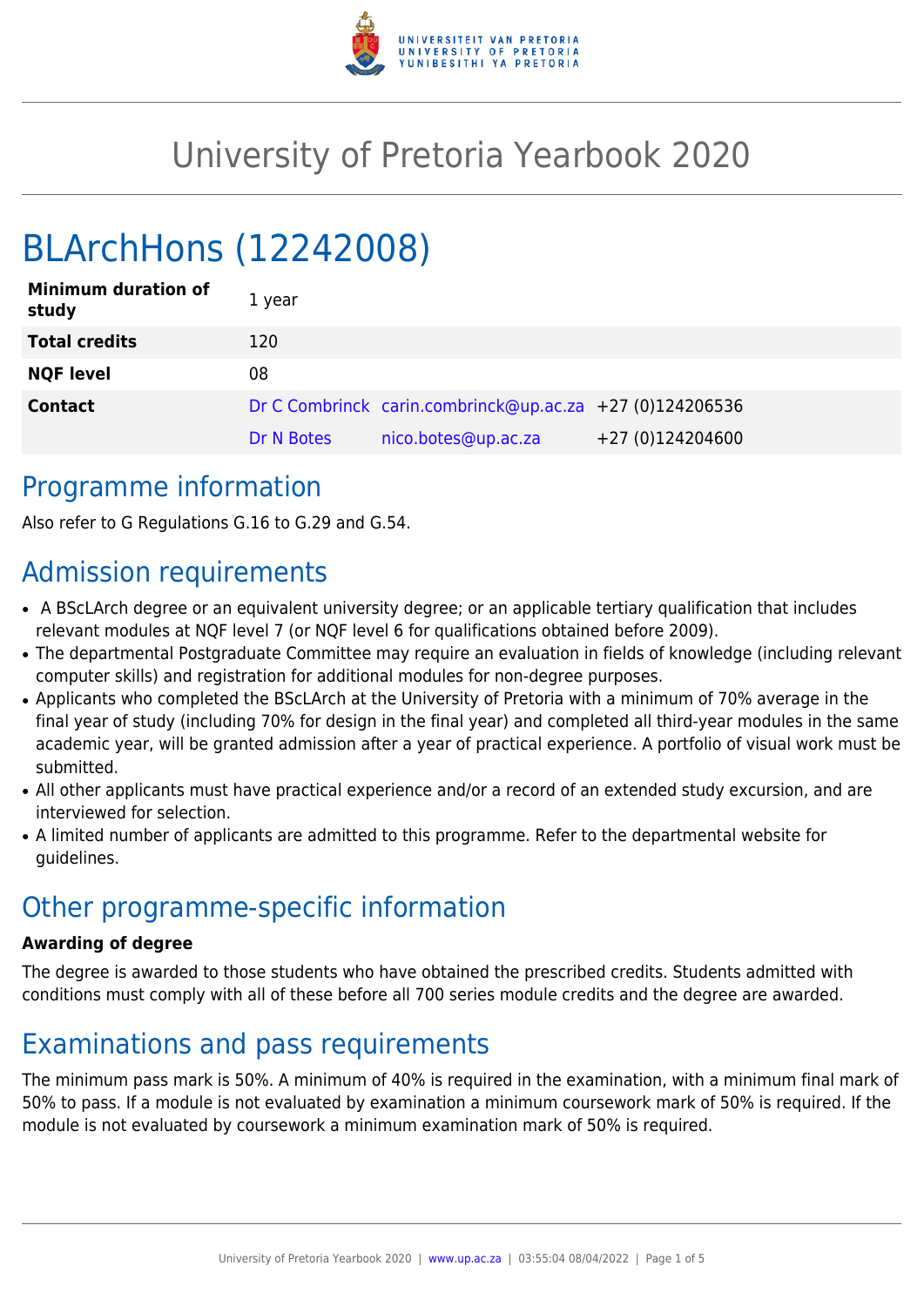# University of Pretoria Yearbook 2020

# BLArchHons (12242008)

| | | | |
|---|---|---|---|
| **Minimum duration of study** | 1 year | | |
| **Total credits** | 120 | | |
| **NQF level** | 08 | | |
| **Contact** | Dr C Combrinck | carin.combrinck@up.ac.za | +27 (0)124206536 |
| | Dr N Botes | nico.botes@up.ac.za | +27 (0)124204600 |

## Programme information

Also refer to G Regulations G.16 to G.29 and G.54.

## Admission requirements

- A BScLArch degree or an equivalent university degree; or an applicable tertiary qualification that includes relevant modules at NQF level 7 (or NQF level 6 for qualifications obtained before 2009).
- The departmental Postgraduate Committee may require an evaluation in fields of knowledge (including relevant computer skills) and registration for additional modules for non-degree purposes.
- Applicants who completed the BScLArch at the University of Pretoria with a minimum of 70% average in the final year of study (including 70% for design in the final year) and completed all third-year modules in the same academic year, will be granted admission after a year of practical experience. A portfolio of visual work must be submitted.
- All other applicants must have practical experience and/or a record of an extended study excursion, and are interviewed for selection.
- A limited number of applicants are admitted to this programme. Refer to the departmental website for guidelines.

## Other programme-specific information

**Awarding of degree**

The degree is awarded to those students who have obtained the prescribed credits. Students admitted with conditions must comply with all of these before all 700 series module credits and the degree are awarded.

## Examinations and pass requirements

The minimum pass mark is 50%. A minimum of 40% is required in the examination, with a minimum final mark of 50% to pass. If a module is not evaluated by examination a minimum coursework mark of 50% is required. If the module is not evaluated by coursework a minimum examination mark of 50% is required.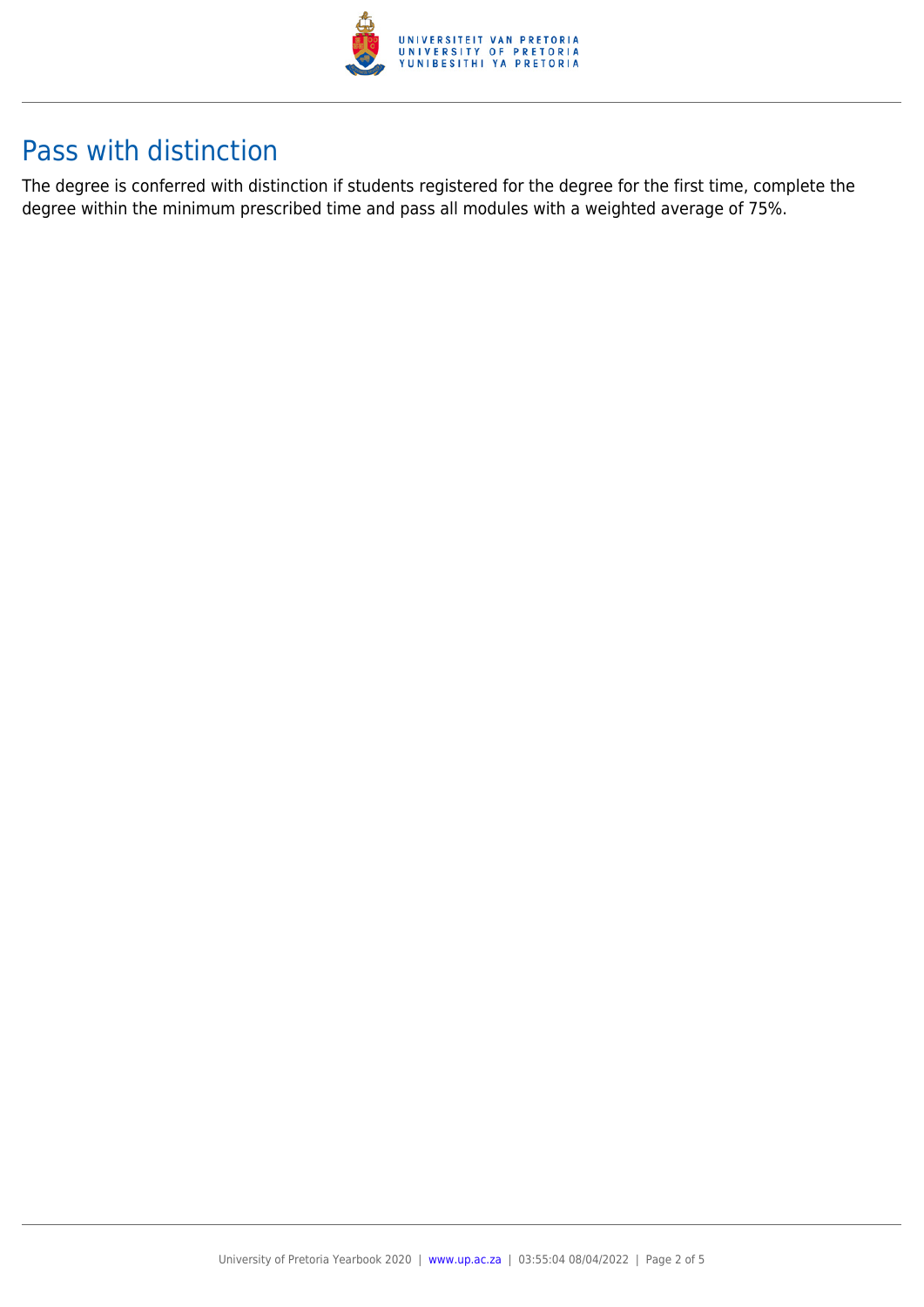## Pass with distinction

The degree is conferred with distinction if students registered for the degree for the first time, complete the degree within the minimum prescribed time and pass all modules with a weighted average of 75%.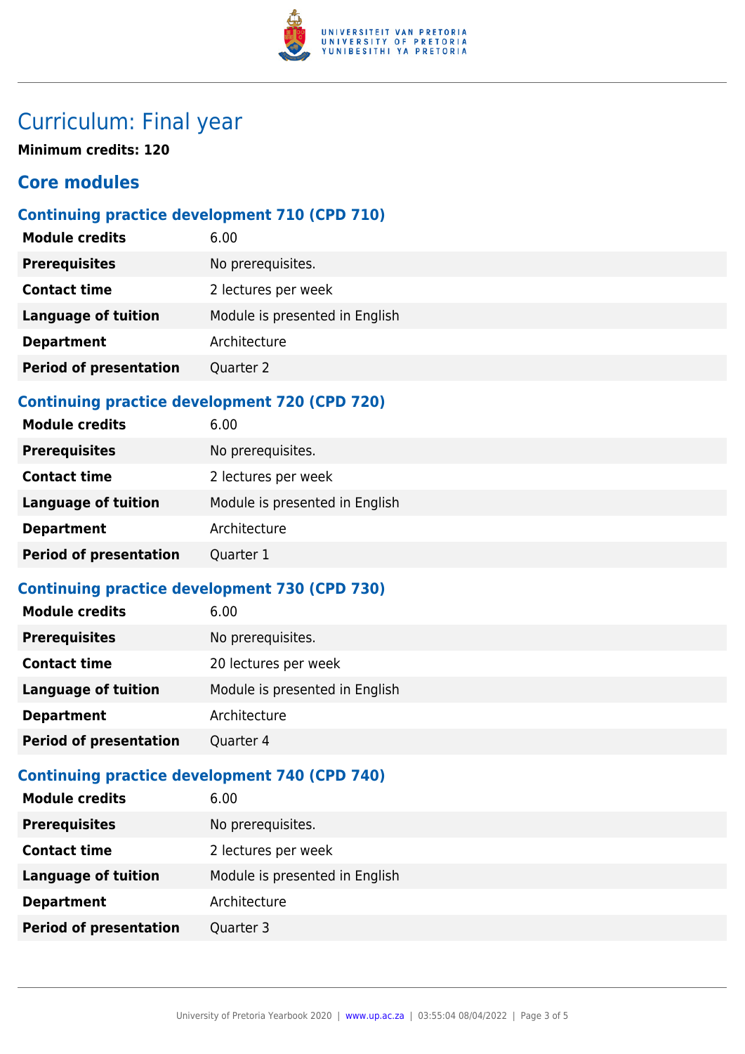# Curriculum: Final year

**Minimum credits: 120**

## Core modules

### Continuing practice development 710 (CPD 710)

| | |
|---|---|
| **Module credits** | 6.00 |
| **Prerequisites** | No prerequisites. |
| **Contact time** | 2 lectures per week |
| **Language of tuition** | Module is presented in English |
| **Department** | Architecture |
| **Period of presentation** | Quarter 2 |

### Continuing practice development 720 (CPD 720)

| | |
|---|---|
| **Module credits** | 6.00 |
| **Prerequisites** | No prerequisites. |
| **Contact time** | 2 lectures per week |
| **Language of tuition** | Module is presented in English |
| **Department** | Architecture |
| **Period of presentation** | Quarter 1 |

### Continuing practice development 730 (CPD 730)

| | |
|---|---|
| **Module credits** | 6.00 |
| **Prerequisites** | No prerequisites. |
| **Contact time** | 20 lectures per week |
| **Language of tuition** | Module is presented in English |
| **Department** | Architecture |
| **Period of presentation** | Quarter 4 |

### Continuing practice development 740 (CPD 740)

| | |
|---|---|
| **Module credits** | 6.00 |
| **Prerequisites** | No prerequisites. |
| **Contact time** | 2 lectures per week |
| **Language of tuition** | Module is presented in English |
| **Department** | Architecture |
| **Period of presentation** | Quarter 3 |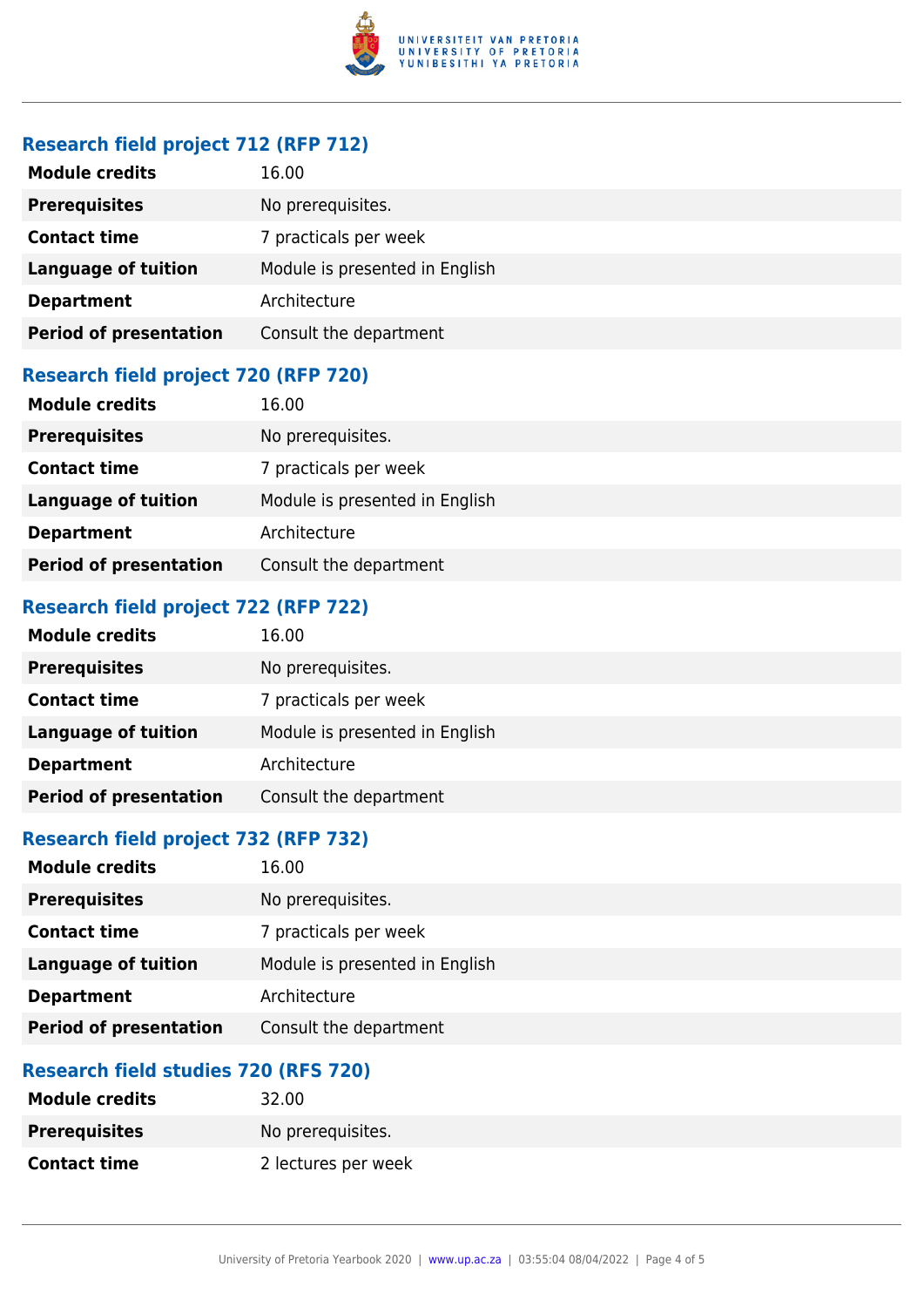### Research field project 712 (RFP 712)

| | |
|---|---|
| **Module credits** | 16.00 |
| **Prerequisites** | No prerequisites. |
| **Contact time** | 7 practicals per week |
| **Language of tuition** | Module is presented in English |
| **Department** | Architecture |
| **Period of presentation** | Consult the department |

### Research field project 720 (RFP 720)

| | |
|---|---|
| **Module credits** | 16.00 |
| **Prerequisites** | No prerequisites. |
| **Contact time** | 7 practicals per week |
| **Language of tuition** | Module is presented in English |
| **Department** | Architecture |
| **Period of presentation** | Consult the department |

### Research field project 722 (RFP 722)

| | |
|---|---|
| **Module credits** | 16.00 |
| **Prerequisites** | No prerequisites. |
| **Contact time** | 7 practicals per week |
| **Language of tuition** | Module is presented in English |
| **Department** | Architecture |
| **Period of presentation** | Consult the department |

### Research field project 732 (RFP 732)

| | |
|---|---|
| **Module credits** | 16.00 |
| **Prerequisites** | No prerequisites. |
| **Contact time** | 7 practicals per week |
| **Language of tuition** | Module is presented in English |
| **Department** | Architecture |
| **Period of presentation** | Consult the department |

### Research field studies 720 (RFS 720)

| | |
|---|---|
| **Module credits** | 32.00 |
| **Prerequisites** | No prerequisites. |
| **Contact time** | 2 lectures per week |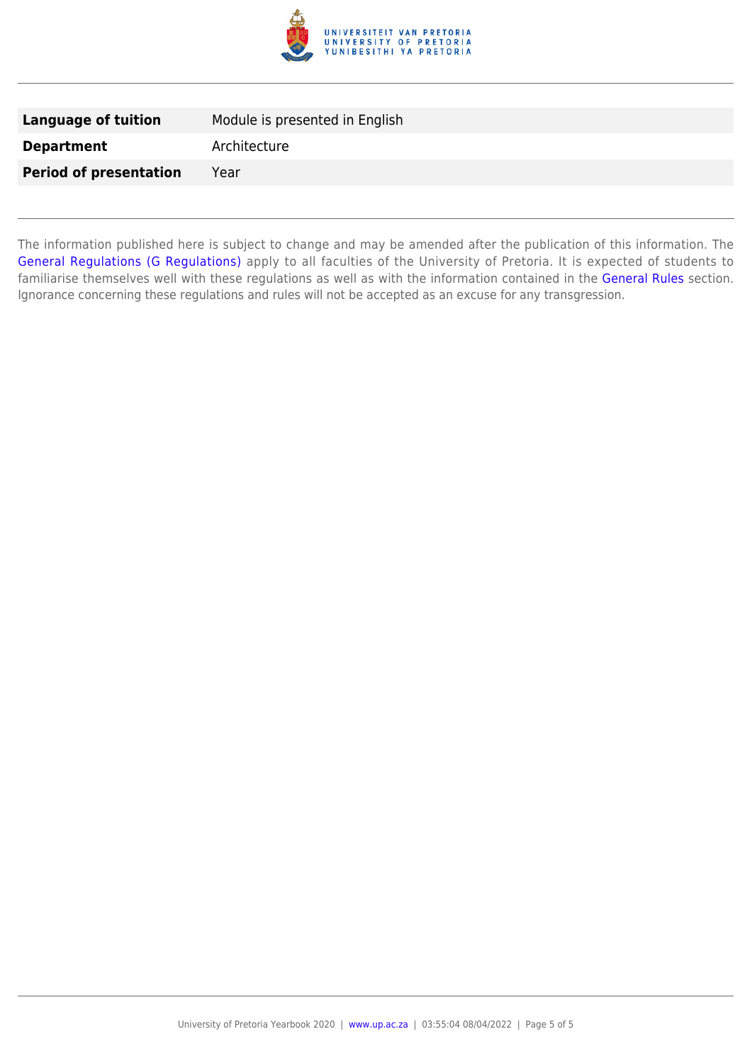| | |
|---|---|
| **Language of tuition** | Module is presented in English |
| **Department** | Architecture |
| **Period of presentation** | Year |

The information published here is subject to change and may be amended after the publication of this information. The General Regulations (G Regulations) apply to all faculties of the University of Pretoria. It is expected of students to familiarise themselves well with these regulations as well as with the information contained in the General Rules section. Ignorance concerning these regulations and rules will not be accepted as an excuse for any transgression.